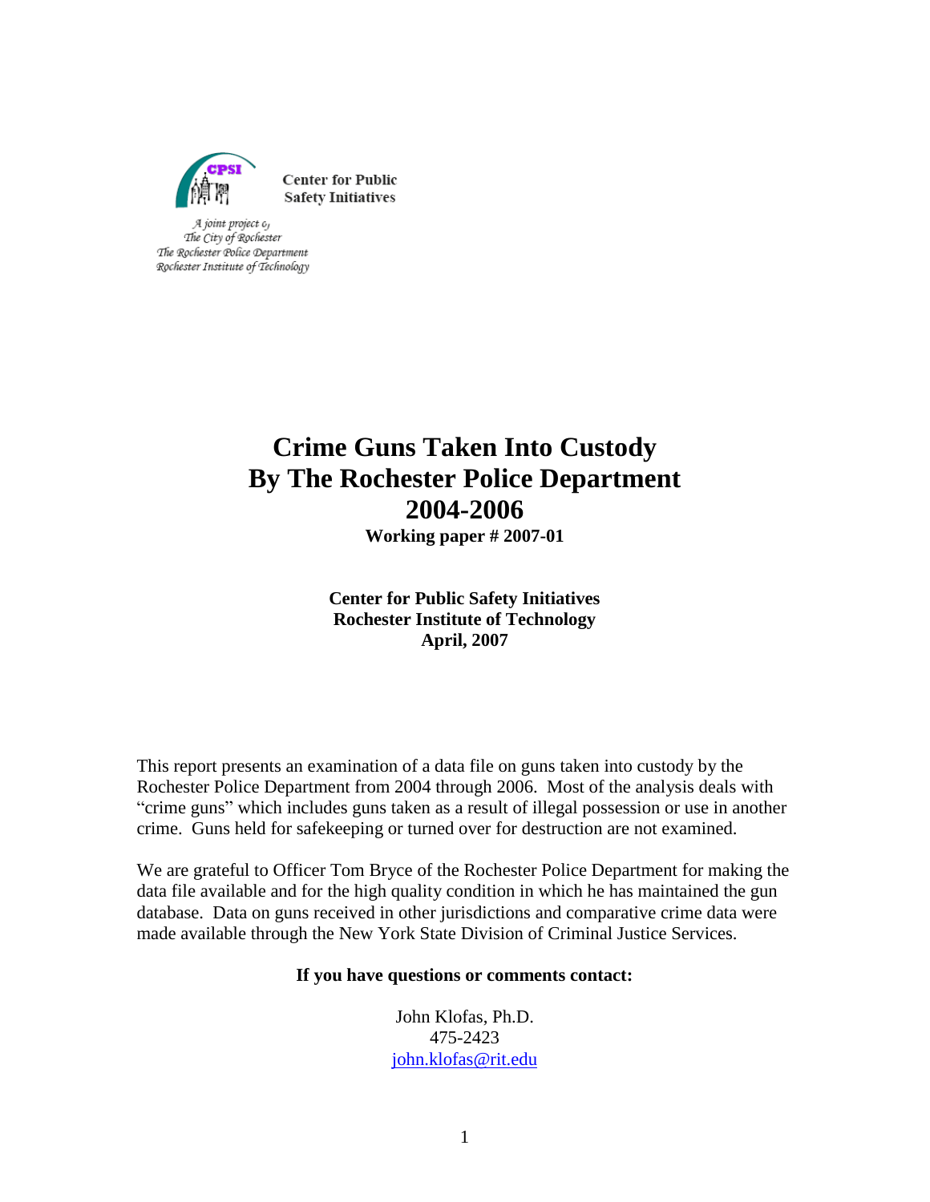CPSI

Center for Public Safety Initiatives

*A joint project of*
*The City of Rochester*
*The Rochester Police Department*
*Rochester Institute of Technology*

# Crime Guns Taken Into Custody By The Rochester Police Department 2004-2006

**Working paper # 2007-01**

**Center for Public Safety Initiatives**
**Rochester Institute of Technology**
**April, 2007**

This report presents an examination of a data file on guns taken into custody by the Rochester Police Department from 2004 through 2006. Most of the analysis deals with "crime guns" which includes guns taken as a result of illegal possession or use in another crime. Guns held for safekeeping or turned over for destruction are not examined.

We are grateful to Officer Tom Bryce of the Rochester Police Department for making the data file available and for the high quality condition in which he has maintained the gun database. Data on guns received in other jurisdictions and comparative crime data were made available through the New York State Division of Criminal Justice Services.

**If you have questions or comments contact:**

John Klofas, Ph.D.
475-2423
john.klofas@rit.edu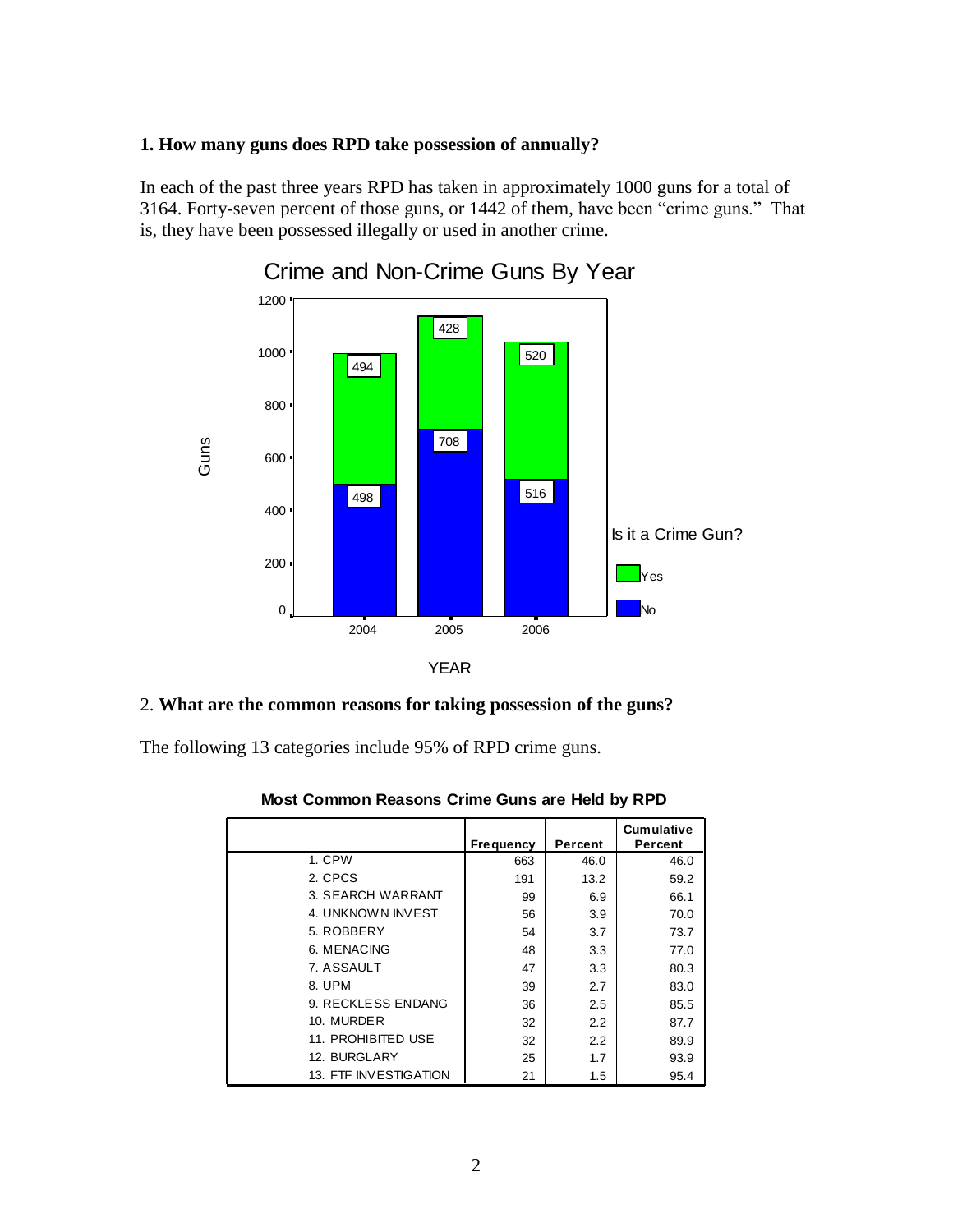**1. How many guns does RPD take possession of annually?**

In each of the past three years RPD has taken in approximately 1000 guns for a total of 3164. Forty-seven percent of those guns, or 1442 of them, have been "crime guns." That is, they have been possessed illegally or used in another crime.

Crime and Non-Crime Guns By Year

| YEAR | No (not a crime gun) | Yes (crime gun) |
|---|---|---|
| 2004 | 498 | 494 |
| 2005 | 708 | 428 |
| 2006 | 516 | 520 |

2. **What are the common reasons for taking possession of the guns?**

The following 13 categories include 95% of RPD crime guns.

**Most Common Reasons Crime Guns are Held by RPD**

| | Frequency | Percent | Cumulative Percent |
|---|---|---|---|
| 1. CPW | 663 | 46.0 | 46.0 |
| 2. CPCS | 191 | 13.2 | 59.2 |
| 3. SEARCH WARRANT | 99 | 6.9 | 66.1 |
| 4. UNKNOWN INVEST | 56 | 3.9 | 70.0 |
| 5. ROBBERY | 54 | 3.7 | 73.7 |
| 6. MENACING | 48 | 3.3 | 77.0 |
| 7. ASSAULT | 47 | 3.3 | 80.3 |
| 8. UPM | 39 | 2.7 | 83.0 |
| 9. RECKLESS ENDANG | 36 | 2.5 | 85.5 |
| 10. MURDER | 32 | 2.2 | 87.7 |
| 11. PROHIBITED USE | 32 | 2.2 | 89.9 |
| 12. BURGLARY | 25 | 1.7 | 93.9 |
| 13. FTF INVESTIGATION | 21 | 1.5 | 95.4 |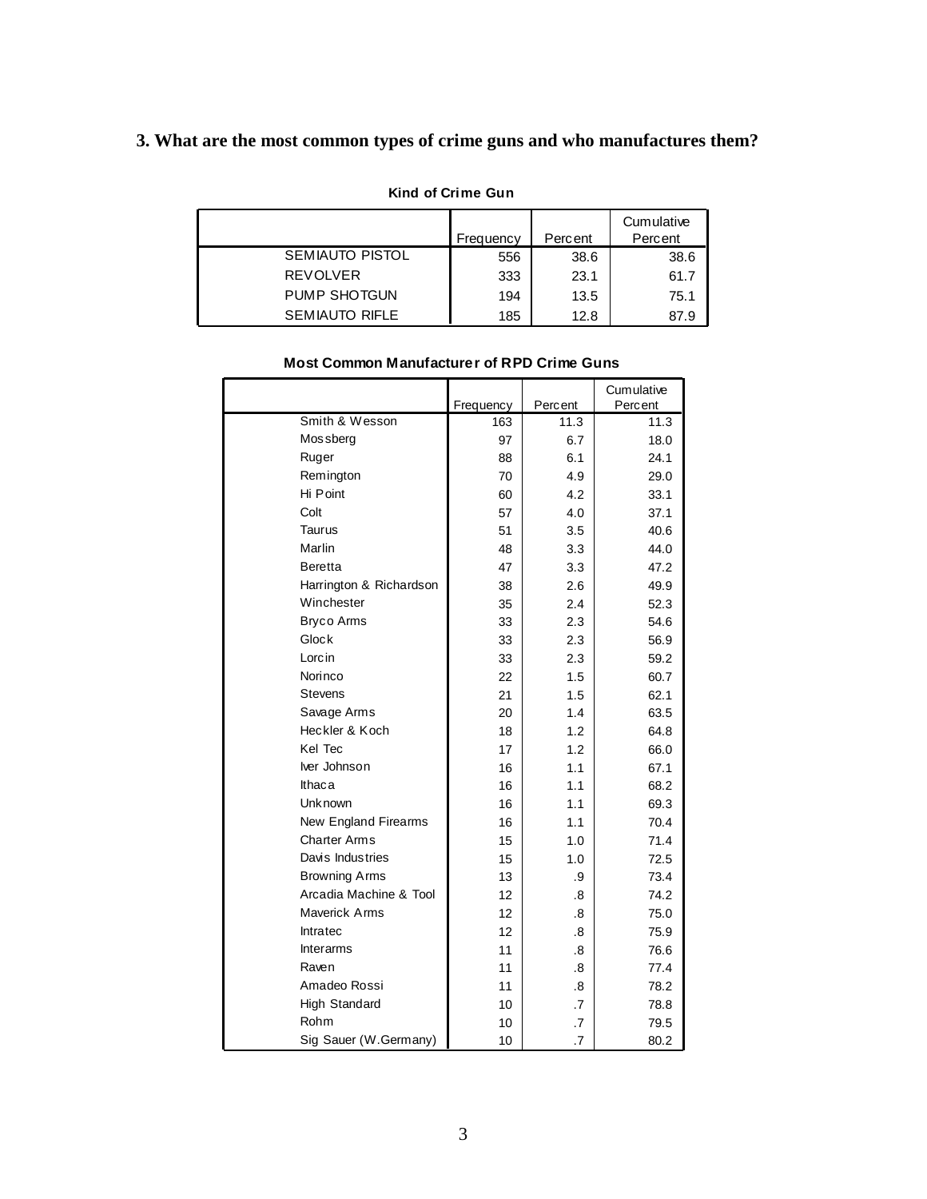### 3. What are the most common types of crime guns and who manufactures them?

**Kind of Crime Gun**

| | Frequency | Percent | Cumulative Percent |
|---|---|---|---|
| SEMIAUTO PISTOL | 556 | 38.6 | 38.6 |
| REVOLVER | 333 | 23.1 | 61.7 |
| PUMP SHOTGUN | 194 | 13.5 | 75.1 |
| SEMIAUTO RIFLE | 185 | 12.8 | 87.9 |

**Most Common Manufacturer of RPD Crime Guns**

| | Frequency | Percent | Cumulative Percent |
|---|---|---|---|
| Smith & Wesson | 163 | 11.3 | 11.3 |
| Mossberg | 97 | 6.7 | 18.0 |
| Ruger | 88 | 6.1 | 24.1 |
| Remington | 70 | 4.9 | 29.0 |
| Hi Point | 60 | 4.2 | 33.1 |
| Colt | 57 | 4.0 | 37.1 |
| Taurus | 51 | 3.5 | 40.6 |
| Marlin | 48 | 3.3 | 44.0 |
| Beretta | 47 | 3.3 | 47.2 |
| Harrington & Richardson | 38 | 2.6 | 49.9 |
| Winchester | 35 | 2.4 | 52.3 |
| Bryco Arms | 33 | 2.3 | 54.6 |
| Glock | 33 | 2.3 | 56.9 |
| Lorcin | 33 | 2.3 | 59.2 |
| Norinco | 22 | 1.5 | 60.7 |
| Stevens | 21 | 1.5 | 62.1 |
| Savage Arms | 20 | 1.4 | 63.5 |
| Heckler & Koch | 18 | 1.2 | 64.8 |
| Kel Tec | 17 | 1.2 | 66.0 |
| Iver Johnson | 16 | 1.1 | 67.1 |
| Ithaca | 16 | 1.1 | 68.2 |
| Unknown | 16 | 1.1 | 69.3 |
| New England Firearms | 16 | 1.1 | 70.4 |
| Charter Arms | 15 | 1.0 | 71.4 |
| Davis Industries | 15 | 1.0 | 72.5 |
| Browning Arms | 13 | .9 | 73.4 |
| Arcadia Machine & Tool | 12 | .8 | 74.2 |
| Maverick Arms | 12 | .8 | 75.0 |
| Intratec | 12 | .8 | 75.9 |
| Interarms | 11 | .8 | 76.6 |
| Raven | 11 | .8 | 77.4 |
| Amadeo Rossi | 11 | .8 | 78.2 |
| High Standard | 10 | .7 | 78.8 |
| Rohm | 10 | .7 | 79.5 |
| Sig Sauer (W.Germany) | 10 | .7 | 80.2 |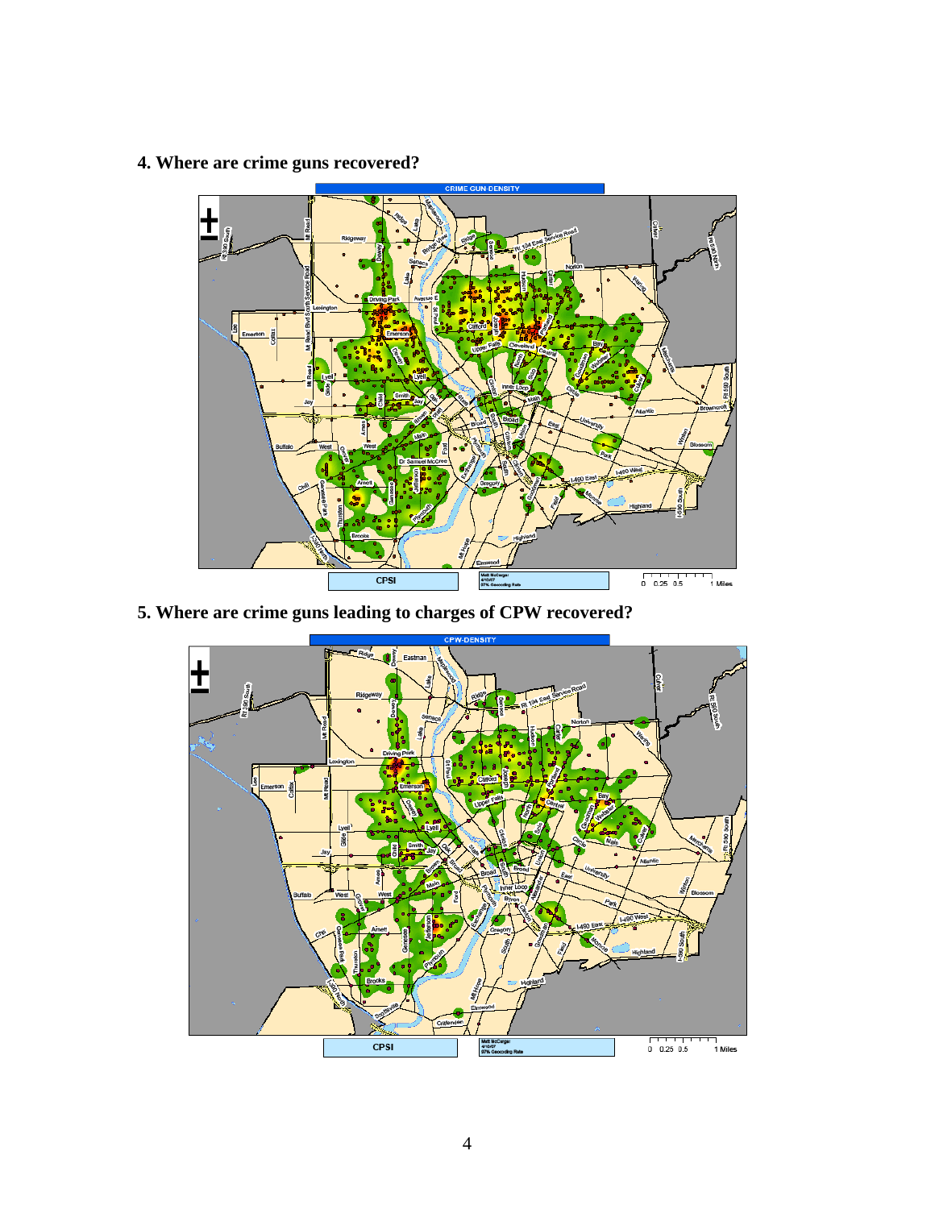**4. Where are crime guns recovered?**

**5. Where are crime guns leading to charges of CPW recovered?**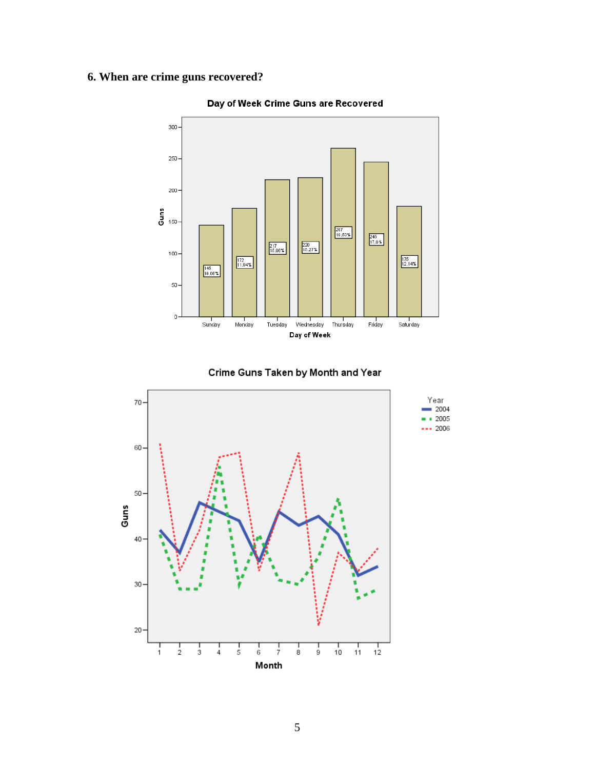### 6. When are crime guns recovered?

**Day of Week Crime Guns are Recovered**

| Day of Week | Guns | Percent |
|---|---|---|
| Sunday | 145 | 10.06% |
| Monday | 172 | 11.94% |
| Tuesday | 217 | 15.06% |
| Wednesday | 220 | 15.27% |
| Thursday | 267 | 18.53% |
| Friday | 245 | 17.0% |
| Saturday | 175 | 12.14% |

**Crime Guns Taken by Month and Year**

Year: 2004, 2005, 2006

Guns (y-axis: 20–70) by Month (x-axis: 1–12)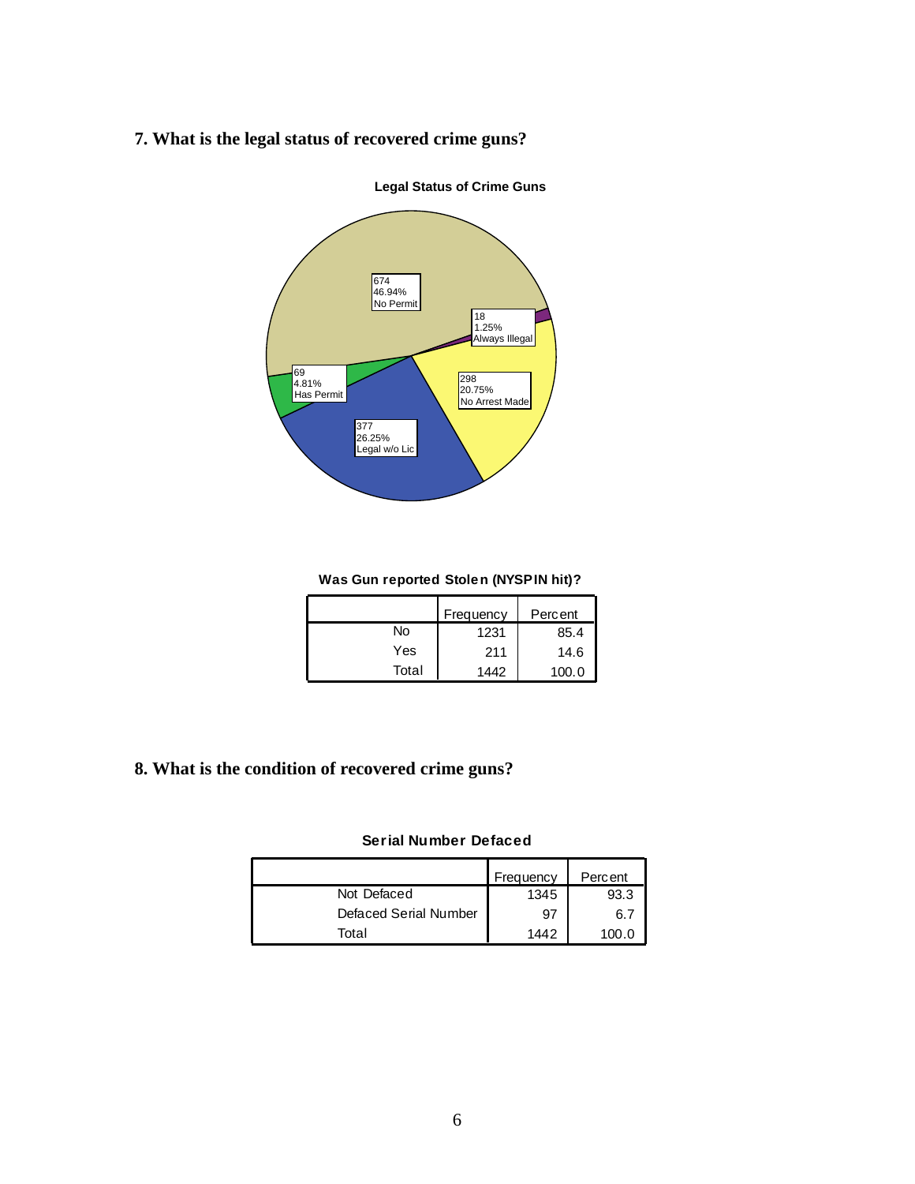## 7. What is the legal status of recovered crime guns?

**Legal Status of Crime Guns**

| Category | Count | Percent |
|---|---|---|
| No Permit | 674 | 46.94% |
| Always Illegal | 18 | 1.25% |
| No Arrest Made | 298 | 20.75% |
| Legal w/o Lic | 377 | 26.25% |
| Has Permit | 69 | 4.81% |

**Was Gun reported Stolen (NYSPIN hit)?**

| | Frequency | Percent |
|---|---|---|
| No | 1231 | 85.4 |
| Yes | 211 | 14.6 |
| Total | 1442 | 100.0 |

## 8. What is the condition of recovered crime guns?

**Serial Number Defaced**

| | Frequency | Percent |
|---|---|---|
| Not Defaced | 1345 | 93.3 |
| Defaced Serial Number | 97 | 6.7 |
| Total | 1442 | 100.0 |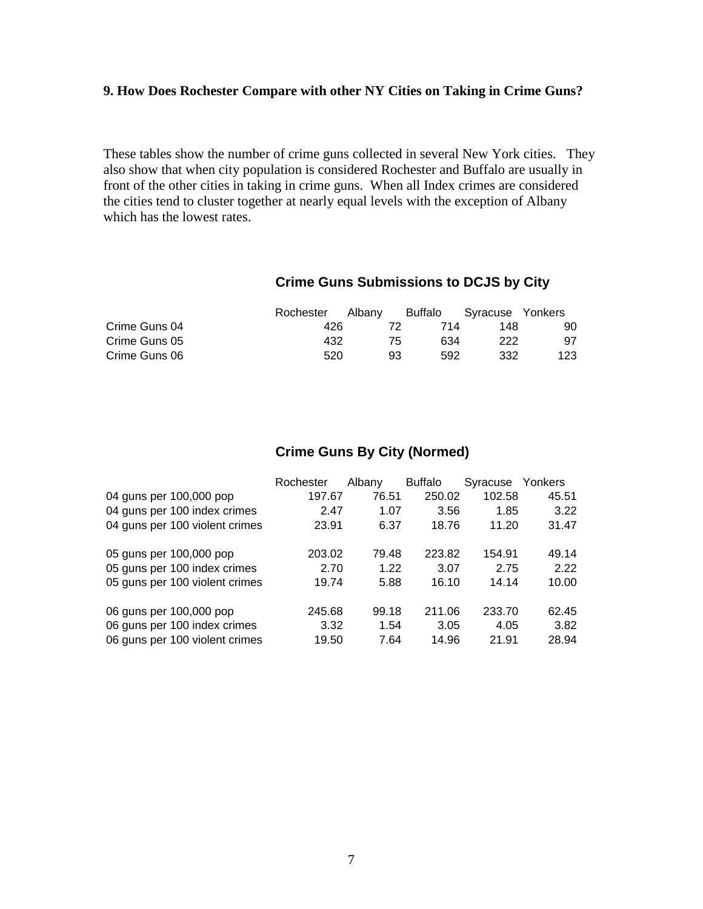**9. How Does Rochester Compare with other NY Cities on Taking in Crime Guns?**

These tables show the number of crime guns collected in several New York cities. They also show that when city population is considered Rochester and Buffalo are usually in front of the other cities in taking in crime guns. When all Index crimes are considered the cities tend to cluster together at nearly equal levels with the exception of Albany which has the lowest rates.

**Crime Guns Submissions to DCJS by City**

| | Rochester | Albany | Buffalo | Syracuse | Yonkers |
|---|---|---|---|---|---|
| Crime Guns 04 | 426 | 72 | 714 | 148 | 90 |
| Crime Guns 05 | 432 | 75 | 634 | 222 | 97 |
| Crime Guns 06 | 520 | 93 | 592 | 332 | 123 |

**Crime Guns By City (Normed)**

| | Rochester | Albany | Buffalo | Syracuse | Yonkers |
|---|---|---|---|---|---|
| 04 guns per 100,000 pop | 197.67 | 76.51 | 250.02 | 102.58 | 45.51 |
| 04 guns per 100 index crimes | 2.47 | 1.07 | 3.56 | 1.85 | 3.22 |
| 04 guns per 100 violent crimes | 23.91 | 6.37 | 18.76 | 11.20 | 31.47 |
| | | | | | |
| 05 guns per 100,000 pop | 203.02 | 79.48 | 223.82 | 154.91 | 49.14 |
| 05 guns per 100 index crimes | 2.70 | 1.22 | 3.07 | 2.75 | 2.22 |
| 05 guns per 100 violent crimes | 19.74 | 5.88 | 16.10 | 14.14 | 10.00 |
| | | | | | |
| 06 guns per 100,000 pop | 245.68 | 99.18 | 211.06 | 233.70 | 62.45 |
| 06 guns per 100 index crimes | 3.32 | 1.54 | 3.05 | 4.05 | 3.82 |
| 06 guns per 100 violent crimes | 19.50 | 7.64 | 14.96 | 21.91 | 28.94 |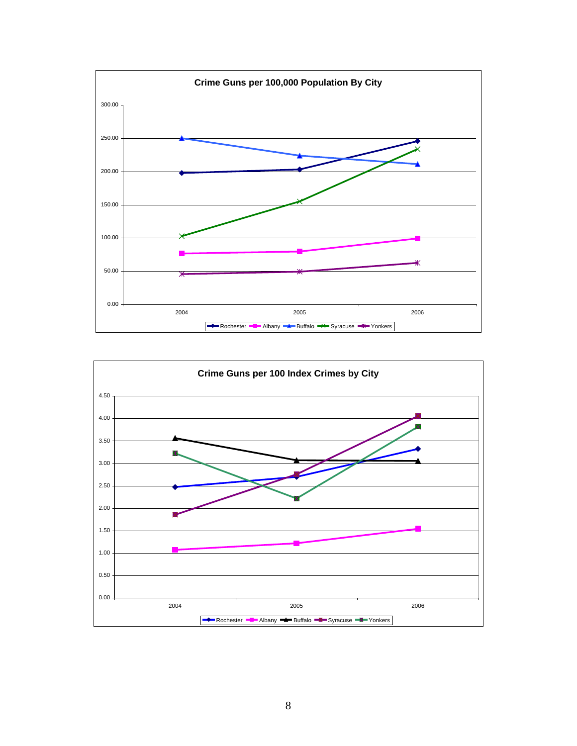**Crime Guns per 100,000 Population By City**

**Crime Guns per 100 Index Crimes by City**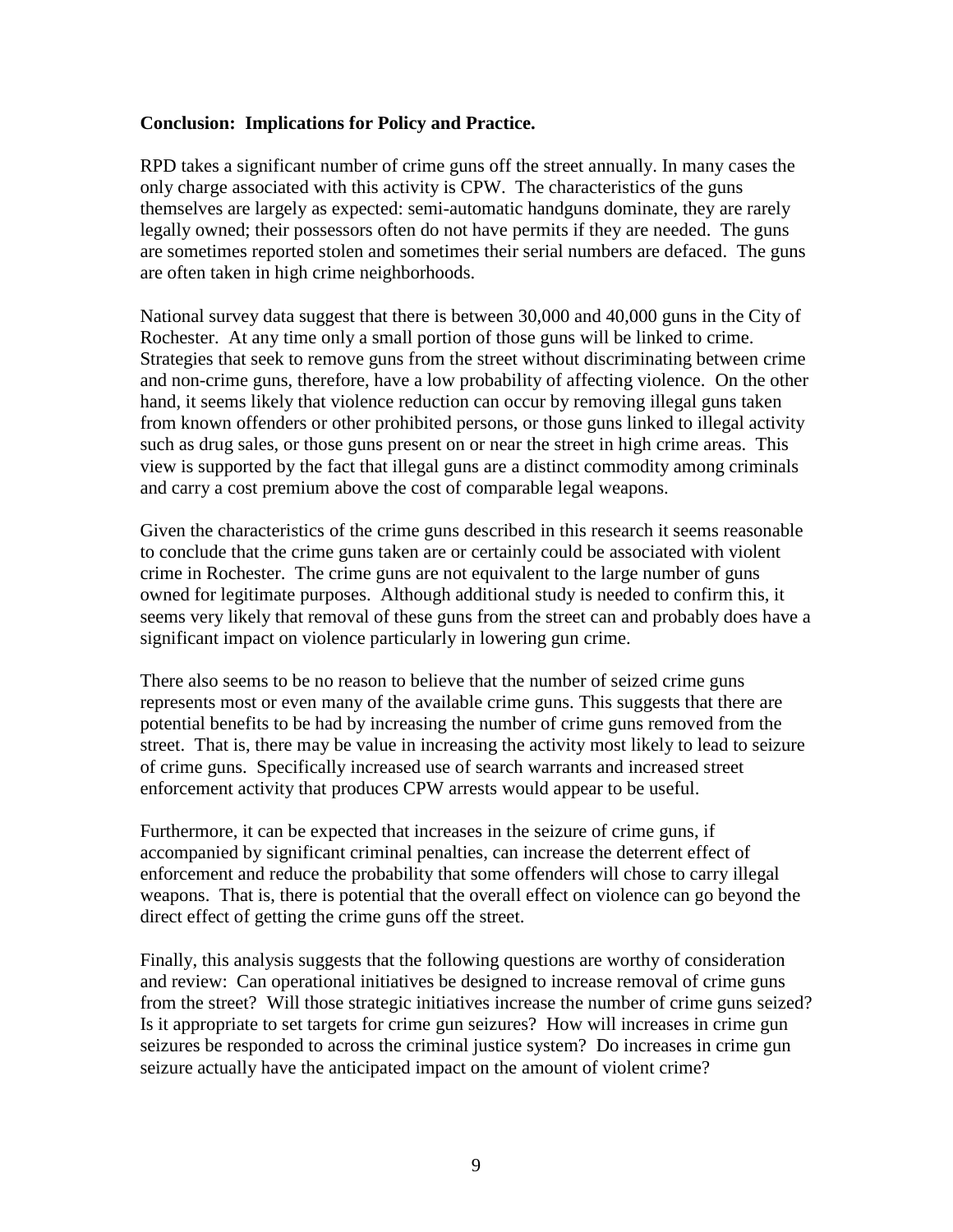**Conclusion: Implications for Policy and Practice.**

RPD takes a significant number of crime guns off the street annually. In many cases the only charge associated with this activity is CPW. The characteristics of the guns themselves are largely as expected: semi-automatic handguns dominate, they are rarely legally owned; their possessors often do not have permits if they are needed. The guns are sometimes reported stolen and sometimes their serial numbers are defaced. The guns are often taken in high crime neighborhoods.

National survey data suggest that there is between 30,000 and 40,000 guns in the City of Rochester. At any time only a small portion of those guns will be linked to crime. Strategies that seek to remove guns from the street without discriminating between crime and non-crime guns, therefore, have a low probability of affecting violence. On the other hand, it seems likely that violence reduction can occur by removing illegal guns taken from known offenders or other prohibited persons, or those guns linked to illegal activity such as drug sales, or those guns present on or near the street in high crime areas. This view is supported by the fact that illegal guns are a distinct commodity among criminals and carry a cost premium above the cost of comparable legal weapons.

Given the characteristics of the crime guns described in this research it seems reasonable to conclude that the crime guns taken are or certainly could be associated with violent crime in Rochester. The crime guns are not equivalent to the large number of guns owned for legitimate purposes. Although additional study is needed to confirm this, it seems very likely that removal of these guns from the street can and probably does have a significant impact on violence particularly in lowering gun crime.

There also seems to be no reason to believe that the number of seized crime guns represents most or even many of the available crime guns. This suggests that there are potential benefits to be had by increasing the number of crime guns removed from the street. That is, there may be value in increasing the activity most likely to lead to seizure of crime guns. Specifically increased use of search warrants and increased street enforcement activity that produces CPW arrests would appear to be useful.

Furthermore, it can be expected that increases in the seizure of crime guns, if accompanied by significant criminal penalties, can increase the deterrent effect of enforcement and reduce the probability that some offenders will chose to carry illegal weapons. That is, there is potential that the overall effect on violence can go beyond the direct effect of getting the crime guns off the street.

Finally, this analysis suggests that the following questions are worthy of consideration and review: Can operational initiatives be designed to increase removal of crime guns from the street? Will those strategic initiatives increase the number of crime guns seized? Is it appropriate to set targets for crime gun seizures? How will increases in crime gun seizures be responded to across the criminal justice system? Do increases in crime gun seizure actually have the anticipated impact on the amount of violent crime?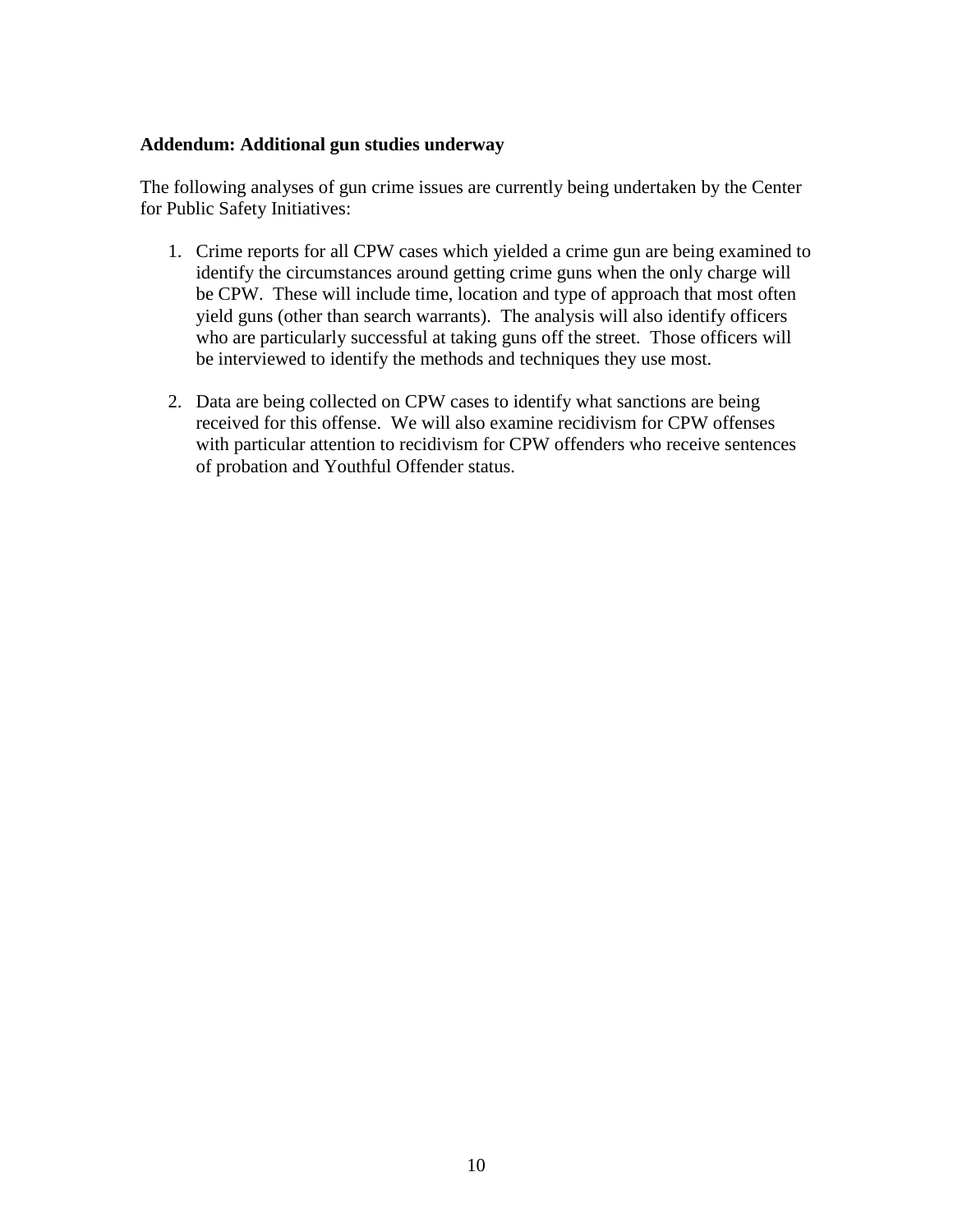**Addendum: Additional gun studies underway**

The following analyses of gun crime issues are currently being undertaken by the Center for Public Safety Initiatives:

1. Crime reports for all CPW cases which yielded a crime gun are being examined to identify the circumstances around getting crime guns when the only charge will be CPW. These will include time, location and type of approach that most often yield guns (other than search warrants). The analysis will also identify officers who are particularly successful at taking guns off the street. Those officers will be interviewed to identify the methods and techniques they use most.

2. Data are being collected on CPW cases to identify what sanctions are being received for this offense. We will also examine recidivism for CPW offenses with particular attention to recidivism for CPW offenders who receive sentences of probation and Youthful Offender status.